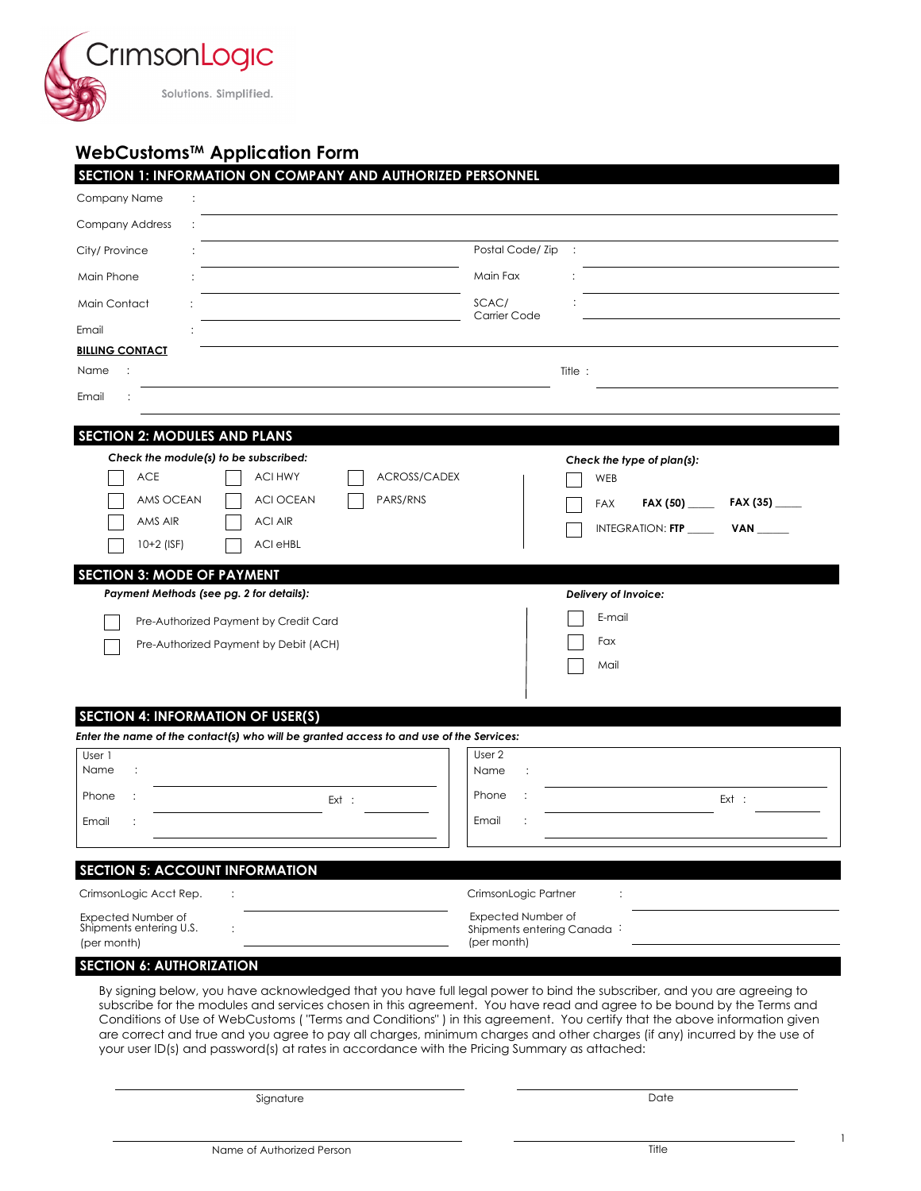CrimsonLogic

Solutions. Simplified.

# WebCustoms™ Application Form

## SECTION 1: INFORMATION ON COMPANY AND AUTHORIZED PERSONNEL

Company Name : ______________________________

Company Address : ______________________________

City/ Province : ______________ Postal Code/ Zip : ______________

Main Phone : ______________ Main Fax : ______________

Main Contact : ______________ SCAC/ Carrier Code : ______________

Email : ______________________________

**BILLING CONTACT**

Name : ______________ Title : ______________

Email : ______________________________

## SECTION 2: MODULES AND PLANS

***Check the module(s) to be subscribed:***

- ☐ ACE
- ☐ AMS OCEAN
- ☐ AMS AIR
- ☐ 10+2 (ISF)
- ☐ ACI HWY
- ☐ ACI OCEAN
- ☐ ACI AIR
- ☐ ACI eHBL
- ☐ ACROSS/CADEX
- ☐ PARS/RNS

***Check the type of plan(s):***

- ☐ WEB
- ☐ FAX **FAX (50)** _____ **FAX (35)** _____
- ☐ INTEGRATION: **FTP** _____ **VAN** _____

## SECTION 3: MODE OF PAYMENT

***Payment Methods (see pg. 2 for details):***

- ☐ Pre-Authorized Payment by Credit Card
- ☐ Pre-Authorized Payment by Debit (ACH)

***Delivery of Invoice:***

- ☐ E-mail
- ☐ Fax
- ☐ Mail

## SECTION 4: INFORMATION OF USER(S)

***Enter the name of the contact(s) who will be granted access to and use of the Services:***

User 1
Name : ______________
Phone : ______________ Ext : ______
Email : ______________

User 2
Name : ______________
Phone : ______________ Ext : ______
Email : ______________

## SECTION 5: ACCOUNT INFORMATION

CrimsonLogic Acct Rep. : ______________

CrimsonLogic Partner : ______________

Expected Number of Shipments entering U.S. (per month) : ______________

Expected Number of Shipments entering Canada (per month) : ______________

## SECTION 6: AUTHORIZATION

By signing below, you have acknowledged that you have full legal power to bind the subscriber, and you are agreeing to subscribe for the modules and services chosen in this agreement. You have read and agree to be bound by the Terms and Conditions of Use of WebCustoms ( "Terms and Conditions" ) in this agreement. You certify that the above information given are correct and true and you agree to pay all charges, minimum charges and other charges (if any) incurred by the use of your user ID(s) and password(s) at rates in accordance with the Pricing Summary as attached:

______________________________ Signature

______________________________ Date

______________________________ Name of Authorized Person

______________________________ Title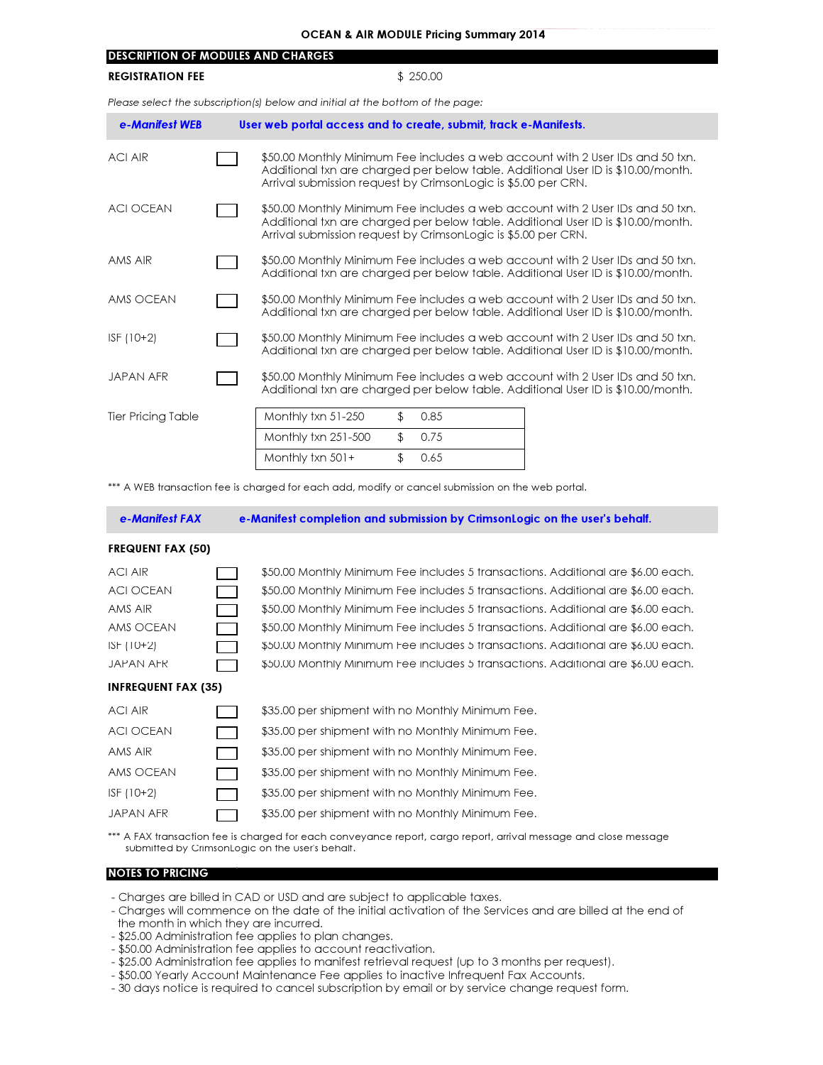# OCEAN & AIR MODULE Pricing Summary 2014

## DESCRIPTION OF MODULES AND CHARGES

**REGISTRATION FEE** $ 250.00

*Please select the subscription(s) below and initial at the bottom of the page:*

### *e-Manifest WEB* — User web portal access and to create, submit, track e-Manifests.

| Module | Select | Description |
|---|---|---|
| ACI AIR | ☐ | $50.00 Monthly Minimum Fee includes a web account with 2 User IDs and 50 txn. Additional txn are charged per below table. Additional User ID is $10.00/month. Arrival submission request by CrimsonLogic is $5.00 per CRN. |
| ACI OCEAN | ☐ | $50.00 Monthly Minimum Fee includes a web account with 2 User IDs and 50 txn. Additional txn are charged per below table. Additional User ID is $10.00/month. Arrival submission request by CrimsonLogic is $5.00 per CRN. |
| AMS AIR | ☐ | $50.00 Monthly Minimum Fee includes a web account with 2 User IDs and 50 txn. Additional txn are charged per below table. Additional User ID is $10.00/month. |
| AMS OCEAN | ☐ | $50.00 Monthly Minimum Fee includes a web account with 2 User IDs and 50 txn. Additional txn are charged per below table. Additional User ID is $10.00/month. |
| ISF (10+2) | ☐ | $50.00 Monthly Minimum Fee includes a web account with 2 User IDs and 50 txn. Additional txn are charged per below table. Additional User ID is $10.00/month. |
| JAPAN AFR | ☐ | $50.00 Monthly Minimum Fee includes a web account with 2 User IDs and 50 txn. Additional txn are charged per below table. Additional User ID is $10.00/month. |

Tier Pricing Table

| Tier | Price |
|---|---|
| Monthly txn 51-250 | $ 0.85 |
| Monthly txn 251-500 | $ 0.75 |
| Monthly txn 501+ | $ 0.65 |

*** A WEB transaction fee is charged for each add, modify or cancel submission on the web portal.

### *e-Manifest FAX* — e-Manifest completion and submission by CrimsonLogic on the user's behalf.

**FREQUENT FAX (50)**

| Module | Select | Description |
|---|---|---|
| ACI AIR | ☐ | $50.00 Monthly Minimum Fee includes 5 transactions. Additional are $6.00 each. |
| ACI OCEAN | ☐ | $50.00 Monthly Minimum Fee includes 5 transactions. Additional are $6.00 each. |
| AMS AIR | ☐ | $50.00 Monthly Minimum Fee includes 5 transactions. Additional are $6.00 each. |
| AMS OCEAN | ☐ | $50.00 Monthly Minimum Fee includes 5 transactions. Additional are $6.00 each. |
| ISF (10+2) | ☐ | $50.00 Monthly Minimum Fee includes 5 transactions. Additional are $6.00 each. |
| JAPAN AFR | ☐ | $50.00 Monthly Minimum Fee includes 5 transactions. Additional are $6.00 each. |

**INFREQUENT FAX (35)**

| Module | Select | Description |
|---|---|---|
| ACI AIR | ☐ | $35.00 per shipment with no Monthly Minimum Fee. |
| ACI OCEAN | ☐ | $35.00 per shipment with no Monthly Minimum Fee. |
| AMS AIR | ☐ | $35.00 per shipment with no Monthly Minimum Fee. |
| AMS OCEAN | ☐ | $35.00 per shipment with no Monthly Minimum Fee. |
| ISF (10+2) | ☐ | $35.00 per shipment with no Monthly Minimum Fee. |
| JAPAN AFR | ☐ | $35.00 per shipment with no Monthly Minimum Fee. |

*** A FAX transaction fee is charged for each conveyance report, cargo report, arrival message and close message submitted by CrimsonLogic on the user's behalf.

## NOTES TO PRICING

- Charges are billed in CAD or USD and are subject to applicable taxes.
- Charges will commence on the date of the initial activation of the Services and are billed at the end of the month in which they are incurred.
- $25.00 Administration fee applies to plan changes.
- $50.00 Administration fee applies to account reactivation.
- $25.00 Administration fee applies to manifest retrieval request (up to 3 months per request).
- $50.00 Yearly Account Maintenance Fee applies to inactive Infrequent Fax Accounts.
- 30 days notice is required to cancel subscription by email or by service change request form.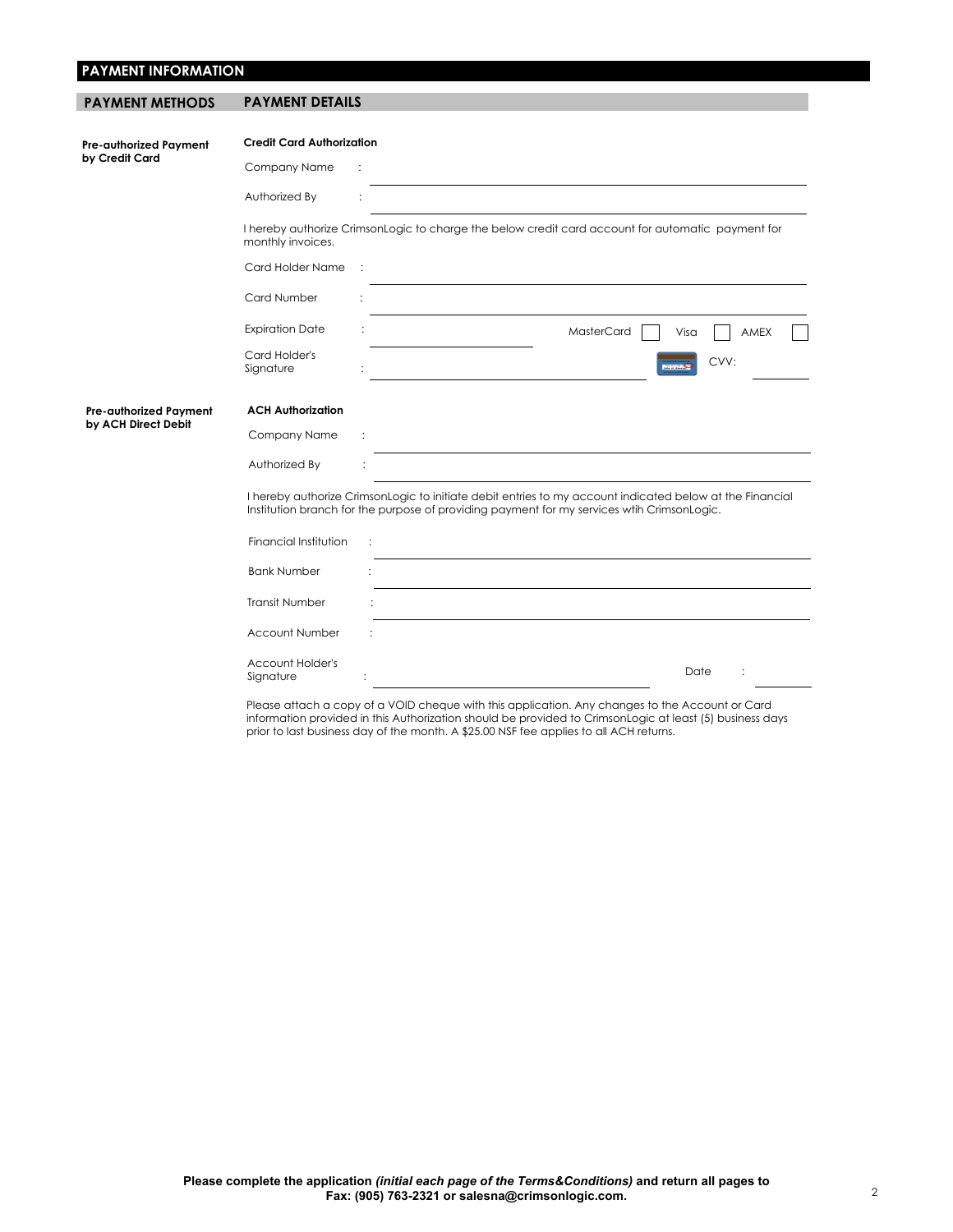## PAYMENT INFORMATION

| PAYMENT METHODS | PAYMENT DETAILS |
|---|---|

**Pre-authorized Payment by Credit Card**

**Credit Card Authorization**

Company Name :

Authorized By :

I hereby authorize CrimsonLogic to charge the below credit card account for automatic payment for monthly invoices.

Card Holder Name :

Card Number :

Expiration Date : MasterCard ☐ Visa ☐ AMEX ☐

Card Holder's Signature : CVV:

**Pre-authorized Payment by ACH Direct Debit**

**ACH Authorization**

Company Name :

Authorized By :

I hereby authorize CrimsonLogic to initiate debit entries to my account indicated below at the Financial Institution branch for the purpose of providing payment for my services wtih CrimsonLogic.

Financial Institution :

Bank Number :

Transit Number :

Account Number :

Account Holder's Signature : Date :

Please attach a copy of a VOID cheque with this application. Any changes to the Account or Card information provided in this Authorization should be provided to CrimsonLogic at least (5) business days prior to last business day of the month. A $25.00 NSF fee applies to all ACH returns.

**Please complete the application *(initial each page of the Terms&Conditions)* and return all pages to Fax: (905) 763-2321 or salesna@crimsonlogic.com.**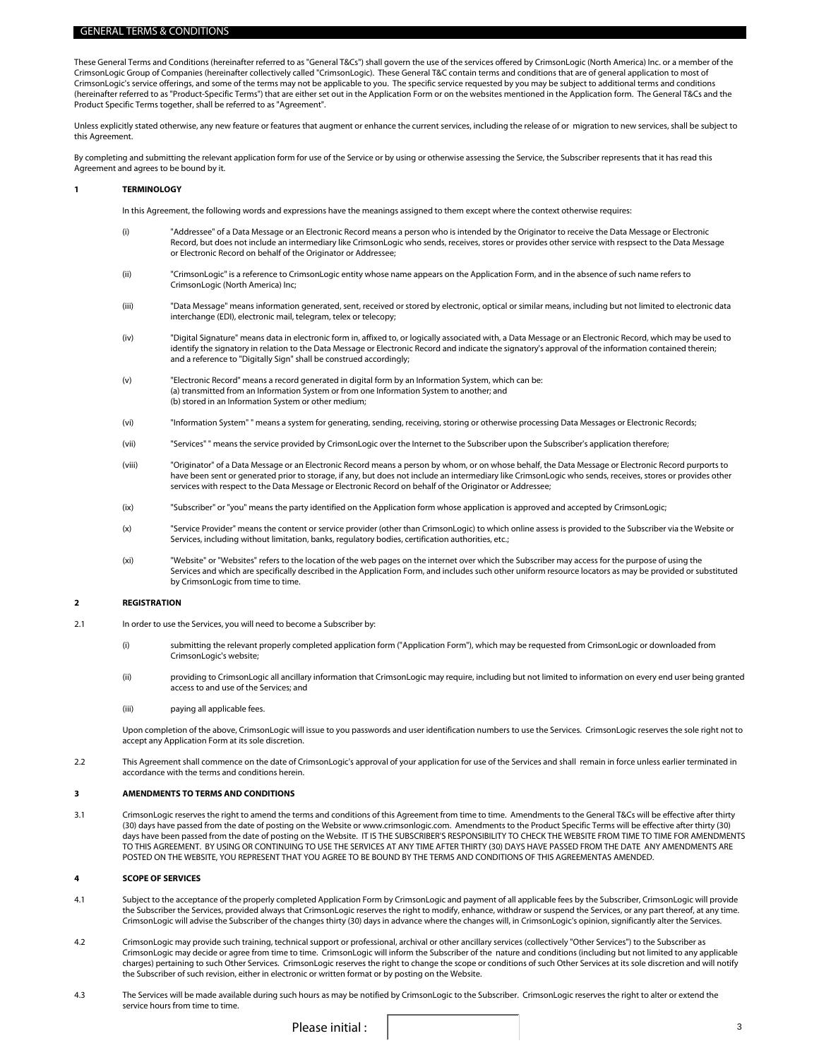# GENERAL TERMS & CONDITIONS

These General Terms and Conditions (hereinafter referred to as "General T&Cs") shall govern the use of the services offered by CrimsonLogic (North America) Inc. or a member of the CrimsonLogic Group of Companies (hereinafter collectively called "CrimsonLogic"). These General T&C contain terms and conditions that are of general application to most of CrimsonLogic's service offerings, and some of the terms may not be applicable to you. The specific service requested by you may be subject to additional terms and conditions (hereinafter referred to as "Product-Specific Terms") that are either set out in the Application Form or on the websites mentioned in the Application form. The General T&Cs and the Product Specific Terms together, shall be referred to as "Agreement".

Unless explicitly stated otherwise, any new feature or features that augment or enhance the current services, including the release of or migration to new services, shall be subject to this Agreement.

By completing and submitting the relevant application form for use of the Service or by using or otherwise assessing the Service, the Subscriber represents that it has read this Agreement and agrees to be bound by it.

## 1 TERMINOLOGY

In this Agreement, the following words and expressions have the meanings assigned to them except where the context otherwise requires:

(i) "Addressee" of a Data Message or an Electronic Record means a person who is intended by the Originator to receive the Data Message or Electronic Record, but does not include an intermediary like CrimsonLogic who sends, receives, stores or provides other service with respsect to the Data Message or Electronic Record on behalf of the Originator or Addressee;

(ii) "CrimsonLogic" is a reference to CrimsonLogic entity whose name appears on the Application Form, and in the absence of such name refers to CrimsonLogic (North America) Inc;

(iii) "Data Message" means information generated, sent, received or stored by electronic, optical or similar means, including but not limited to electronic data interchange (EDI), electronic mail, telegram, telex or telecopy;

(iv) "Digital Signature" means data in electronic form in, affixed to, or logically associated with, a Data Message or an Electronic Record, which may be used to identify the signatory in relation to the Data Message or Electronic Record and indicate the signatory's approval of the information contained therein; and a reference to "Digitally Sign" shall be construed accordingly;

(v) "Electronic Record" means a record generated in digital form by an Information System, which can be:
(a) transmitted from an Information System or from one Information System to another; and
(b) stored in an Information System or other medium;

(vi) "Information System" " means a system for generating, sending, receiving, storing or otherwise processing Data Messages or Electronic Records;

(vii) "Services" " means the service provided by CrimsonLogic over the Internet to the Subscriber upon the Subscriber's application therefore;

(viii) "Originator" of a Data Message or an Electronic Record means a person by whom, or on whose behalf, the Data Message or Electronic Record purports to have been sent or generated prior to storage, if any, but does not include an intermediary like CrimsonLogic who sends, receives, stores or provides other services with respect to the Data Message or Electronic Record on behalf of the Originator or Addressee;

(ix) "Subscriber" or "you" means the party identified on the Application form whose application is approved and accepted by CrimsonLogic;

(x) "Service Provider" means the content or service provider (other than CrimsonLogic) to which online assess is provided to the Subscriber via the Website or Services, including without limitation, banks, regulatory bodies, certification authorities, etc.;

(xi) "Website" or "Websites" refers to the location of the web pages on the internet over which the Subscriber may access for the purpose of using the Services and which are specifically described in the Application Form, and includes such other uniform resource locators as may be provided or substituted by CrimsonLogic from time to time.

## 2 REGISTRATION

2.1 In order to use the Services, you will need to become a Subscriber by:

(i) submitting the relevant properly completed application form ("Application Form"), which may be requested from CrimsonLogic or downloaded from CrimsonLogic's website;

(ii) providing to CrimsonLogic all ancillary information that CrimsonLogic may require, including but not limited to information on every end user being granted access to and use of the Services; and

(iii) paying all applicable fees.

Upon completion of the above, CrimsonLogic will issue to you passwords and user identification numbers to use the Services. CrimsonLogic reserves the sole right not to accept any Application Form at its sole discretion.

2.2 This Agreement shall commence on the date of CrimsonLogic's approval of your application for use of the Services and shall remain in force unless earlier terminated in accordance with the terms and conditions herein.

## 3 AMENDMENTS TO TERMS AND CONDITIONS

3.1 CrimsonLogic reserves the right to amend the terms and conditions of this Agreement from time to time. Amendments to the General T&Cs will be effective after thirty (30) days have passed from the date of posting on the Website or www.crimsonlogic.com. Amendments to the Product Specific Terms will be effective after thirty (30) days have been passed from the date of posting on the Website. IT IS THE SUBSCRIBER'S RESPONSIBILITY TO CHECK THE WEBSITE FROM TIME TO TIME FOR AMENDMENTS TO THIS AGREEMENT. BY USING OR CONTINUING TO USE THE SERVICES AT ANY TIME AFTER THIRTY (30) DAYS HAVE PASSED FROM THE DATE ANY AMENDMENTS ARE POSTED ON THE WEBSITE, YOU REPRESENT THAT YOU AGREE TO BE BOUND BY THE TERMS AND CONDITIONS OF THIS AGREEMENTAS AMENDED.

## 4 SCOPE OF SERVICES

4.1 Subject to the acceptance of the properly completed Application Form by CrimsonLogic and payment of all applicable fees by the Subscriber, CrimsonLogic will provide the Subscriber the Services, provided always that CrimsonLogic reserves the right to modify, enhance, withdraw or suspend the Services, or any part thereof, at any time. CrimsonLogic will advise the Subscriber of the changes thirty (30) days in advance where the changes will, in CrimsonLogic's opinion, significantly alter the Services.

4.2 CrimsonLogic may provide such training, technical support or professional, archival or other ancillary services (collectively "Other Services") to the Subscriber as CrimsonLogic may decide or agree from time to time. CrimsonLogic will inform the Subscriber of the nature and conditions (including but not limited to any applicable charges) pertaining to such Other Services. CrimsonLogic reserves the right to change the scope or conditions of such Other Services at its sole discretion and will notify the Subscriber of such revision, either in electronic or written format or by posting on the Website.

4.3 The Services will be made available during such hours as may be notified by CrimsonLogic to the Subscriber. CrimsonLogic reserves the right to alter or extend the service hours from time to time.

Please initial :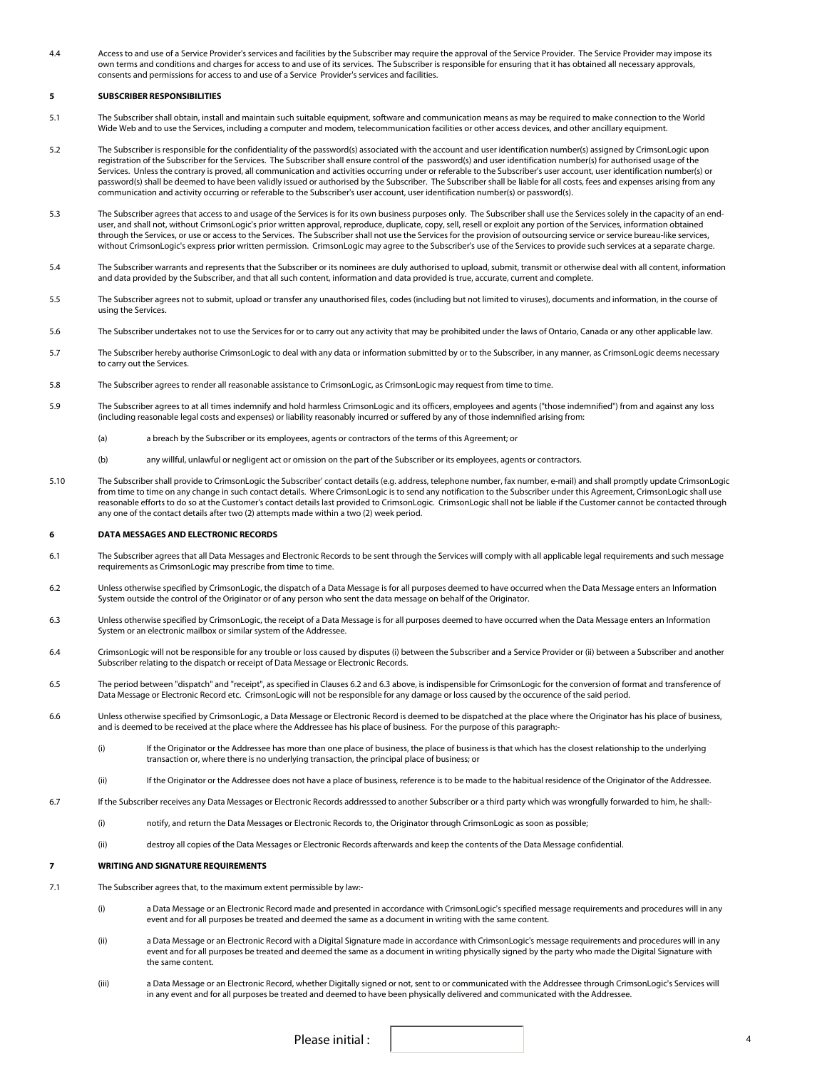4.4 Access to and use of a Service Provider's services and facilities by the Subscriber may require the approval of the Service Provider. The Service Provider may impose its own terms and conditions and charges for access to and use of its services. The Subscriber is responsible for ensuring that it has obtained all necessary approvals, consents and permissions for access to and use of a Service Provider's services and facilities.

## 5 SUBSCRIBER RESPONSIBILITIES

5.1 The Subscriber shall obtain, install and maintain such suitable equipment, software and communication means as may be required to make connection to the World Wide Web and to use the Services, including a computer and modem, telecommunication facilities or other access devices, and other ancillary equipment.

5.2 The Subscriber is responsible for the confidentiality of the password(s) associated with the account and user identification number(s) assigned by CrimsonLogic upon registration of the Subscriber for the Services. The Subscriber shall ensure control of the password(s) and user identification number(s) for authorised usage of the Services. Unless the contrary is proved, all communication and activities occurring under or referable to the Subscriber's user account, user identification number(s) or password(s) shall be deemed to have been validly issued or authorised by the Subscriber. The Subscriber shall be liable for all costs, fees and expenses arising from any communication and activity occurring or referable to the Subscriber's user account, user identification number(s) or password(s).

5.3 The Subscriber agrees that access to and usage of the Services is for its own business purposes only. The Subscriber shall use the Services solely in the capacity of an end-user, and shall not, without CrimsonLogic's prior written approval, reproduce, duplicate, copy, sell, resell or exploit any portion of the Services, information obtained through the Services, or use or access to the Services. The Subscriber shall not use the Services for the provision of outsourcing service or service bureau-like services, without CrimsonLogic's express prior written permission. CrimsonLogic may agree to the Subscriber's use of the Services to provide such services at a separate charge.

5.4 The Subscriber warrants and represents that the Subscriber or its nominees are duly authorised to upload, submit, transmit or otherwise deal with all content, information and data provided by the Subscriber, and that all such content, information and data provided is true, accurate, current and complete.

5.5 The Subscriber agrees not to submit, upload or transfer any unauthorised files, codes (including but not limited to viruses), documents and information, in the course of using the Services.

5.6 The Subscriber undertakes not to use the Services for or to carry out any activity that may be prohibited under the laws of Ontario, Canada or any other applicable law.

5.7 The Subscriber hereby authorise CrimsonLogic to deal with any data or information submitted by or to the Subscriber, in any manner, as CrimsonLogic deems necessary to carry out the Services.

5.8 The Subscriber agrees to render all reasonable assistance to CrimsonLogic, as CrimsonLogic may request from time to time.

5.9 The Subscriber agrees to at all times indemnify and hold harmless CrimsonLogic and its officers, employees and agents ("those indemnified") from and against any loss (including reasonable legal costs and expenses) or liability reasonably incurred or suffered by any of those indemnified arising from:

(a) a breach by the Subscriber or its employees, agents or contractors of the terms of this Agreement; or

(b) any willful, unlawful or negligent act or omission on the part of the Subscriber or its employees, agents or contractors.

5.10 The Subscriber shall provide to CrimsonLogic the Subscriber' contact details (e.g. address, telephone number, fax number, e-mail) and shall promptly update CrimsonLogic from time to time on any change in such contact details. Where CrimsonLogic is to send any notification to the Subscriber under this Agreement, CrimsonLogic shall use reasonable efforts to do so at the Customer's contact details last provided to CrimsonLogic. CrimsonLogic shall not be liable if the Customer cannot be contacted through any one of the contact details after two (2) attempts made within a two (2) week period.

## 6 DATA MESSAGES AND ELECTRONIC RECORDS

6.1 The Subscriber agrees that all Data Messages and Electronic Records to be sent through the Services will comply with all applicable legal requirements and such message requirements as CrimsonLogic may prescribe from time to time.

6.2 Unless otherwise specified by CrimsonLogic, the dispatch of a Data Message is for all purposes deemed to have occurred when the Data Message enters an Information System outside the control of the Originator or of any person who sent the data message on behalf of the Originator.

6.3 Unless otherwise specified by CrimsonLogic, the receipt of a Data Message is for all purposes deemed to have occurred when the Data Message enters an Information System or an electronic mailbox or similar system of the Addressee.

6.4 CrimsonLogic will not be responsible for any trouble or loss caused by disputes (i) between the Subscriber and a Service Provider or (ii) between a Subscriber and another Subscriber relating to the dispatch or receipt of Data Message or Electronic Records.

6.5 The period between "dispatch" and "receipt", as specified in Clauses 6.2 and 6.3 above, is indispensible for CrimsonLogic for the conversion of format and transference of Data Message or Electronic Record etc. CrimsonLogic will not be responsible for any damage or loss caused by the occurence of the said period.

6.6 Unless otherwise specified by CrimsonLogic, a Data Message or Electronic Record is deemed to be dispatched at the place where the Originator has his place of business, and is deemed to be received at the place where the Addressee has his place of business. For the purpose of this paragraph:-

(i) If the Originator or the Addressee has more than one place of business, the place of business is that which has the closest relationship to the underlying transaction or, where there is no underlying transaction, the principal place of business; or

(ii) If the Originator or the Addressee does not have a place of business, reference is to be made to the habitual residence of the Originator of the Addressee.

6.7 If the Subscriber receives any Data Messages or Electronic Records addresssed to another Subscriber or a third party which was wrongfully forwarded to him, he shall:-

(i) notify, and return the Data Messages or Electronic Records to, the Originator through CrimsonLogic as soon as possible;

(ii) destroy all copies of the Data Messages or Electronic Records afterwards and keep the contents of the Data Message confidential.

## 7 WRITING AND SIGNATURE REQUIREMENTS

7.1 The Subscriber agrees that, to the maximum extent permissible by law:-

(i) a Data Message or an Electronic Record made and presented in accordance with CrimsonLogic's specified message requirements and procedures will in any event and for all purposes be treated and deemed the same as a document in writing with the same content.

(ii) a Data Message or an Electronic Record with a Digital Signature made in accordance with CrimsonLogic's message requirements and procedures will in any event and for all purposes be treated and deemed the same as a document in writing physically signed by the party who made the Digital Signature with the same content.

(iii) a Data Message or an Electronic Record, whether Digitally signed or not, sent to or communicated with the Addressee through CrimsonLogic's Services will in any event and for all purposes be treated and deemed to have been physically delivered and communicated with the Addressee.

Please initial :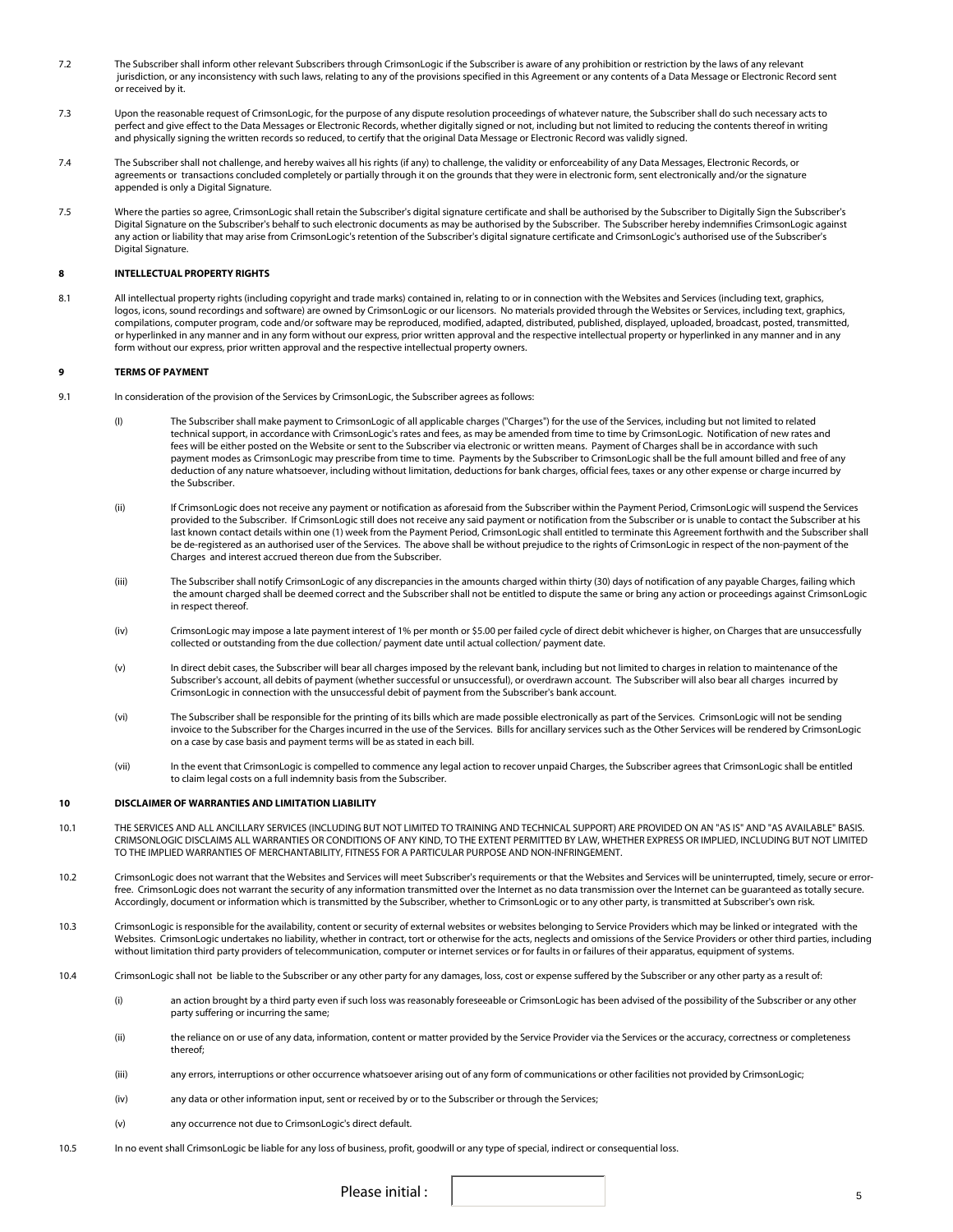7.2 The Subscriber shall inform other relevant Subscribers through CrimsonLogic if the Subscriber is aware of any prohibition or restriction by the laws of any relevant jurisdiction, or any inconsistency with such laws, relating to any of the provisions specified in this Agreement or any contents of a Data Message or Electronic Record sent or received by it.

7.3 Upon the reasonable request of CrimsonLogic, for the purpose of any dispute resolution proceedings of whatever nature, the Subscriber shall do such necessary acts to perfect and give effect to the Data Messages or Electronic Records, whether digitally signed or not, including but not limited to reducing the contents thereof in writing and physically signing the written records so reduced, to certify that the original Data Message or Electronic Record was validly signed.

7.4 The Subscriber shall not challenge, and hereby waives all his rights (if any) to challenge, the validity or enforceability of any Data Messages, Electronic Records, or agreements or transactions concluded completely or partially through it on the grounds that they were in electronic form, sent electronically and/or the signature appended is only a Digital Signature.

7.5 Where the parties so agree, CrimsonLogic shall retain the Subscriber's digital signature certificate and shall be authorised by the Subscriber to Digitally Sign the Subscriber's Digital Signature on the Subscriber's behalf to such electronic documents as may be authorised by the Subscriber. The Subscriber hereby indemnifies CrimsonLogic against any action or liability that may arise from CrimsonLogic's retention of the Subscriber's digital signature certificate and CrimsonLogic's authorised use of the Subscriber's Digital Signature.

**8 INTELLECTUAL PROPERTY RIGHTS**

8.1 All intellectual property rights (including copyright and trade marks) contained in, relating to or in connection with the Websites and Services (including text, graphics, logos, icons, sound recordings and software) are owned by CrimsonLogic or our licensors. No materials provided through the Websites or Services, including text, graphics, compilations, computer program, code and/or software may be reproduced, modified, adapted, distributed, published, displayed, uploaded, broadcast, posted, transmitted, or hyperlinked in any manner and in any form without our express, prior written approval and the respective intellectual property or hyperlinked in any manner and in any form without our express, prior written approval and the respective intellectual property owners.

**9 TERMS OF PAYMENT**

9.1 In consideration of the provision of the Services by CrimsonLogic, the Subscriber agrees as follows:

(I) The Subscriber shall make payment to CrimsonLogic of all applicable charges ("Charges") for the use of the Services, including but not limited to related technical support, in accordance with CrimsonLogic's rates and fees, as may be amended from time to time by CrimsonLogic. Notification of new rates and fees will be either posted on the Website or sent to the Subscriber via electronic or written means. Payment of Charges shall be in accordance with such payment modes as CrimsonLogic may prescribe from time to time. Payments by the Subscriber to CrimsonLogic shall be the full amount billed and free of any deduction of any nature whatsoever, including without limitation, deductions for bank charges, official fees, taxes or any other expense or charge incurred by the Subscriber.

(ii) If CrimsonLogic does not receive any payment or notification as aforesaid from the Subscriber within the Payment Period, CrimsonLogic will suspend the Services provided to the Subscriber. If CrimsonLogic still does not receive any said payment or notification from the Subscriber or is unable to contact the Subscriber at his last known contact details within one (1) week from the Payment Period, CrimsonLogic shall entitled to terminate this Agreement forthwith and the Subscriber shall be de-registered as an authorised user of the Services. The above shall be without prejudice to the rights of CrimsonLogic in respect of the non-payment of the Charges and interest accrued thereon due from the Subscriber.

(iii) The Subscriber shall notify CrimsonLogic of any discrepancies in the amounts charged within thirty (30) days of notification of any payable Charges, failing which the amount charged shall be deemed correct and the Subscriber shall not be entitled to dispute the same or bring any action or proceedings against CrimsonLogic in respect thereof.

(iv) CrimsonLogic may impose a late payment interest of 1% per month or $5.00 per failed cycle of direct debit whichever is higher, on Charges that are unsuccessfully collected or outstanding from the due collection/ payment date until actual collection/ payment date.

(v) In direct debit cases, the Subscriber will bear all charges imposed by the relevant bank, including but not limited to charges in relation to maintenance of the Subscriber's account, all debits of payment (whether successful or unsuccessful), or overdrawn account. The Subscriber will also bear all charges incurred by CrimsonLogic in connection with the unsuccessful debit of payment from the Subscriber's bank account.

(vi) The Subscriber shall be responsible for the printing of its bills which are made possible electronically as part of the Services. CrimsonLogic will not be sending invoice to the Subscriber for the Charges incurred in the use of the Services. Bills for ancillary services such as the Other Services will be rendered by CrimsonLogic on a case by case basis and payment terms will be as stated in each bill.

(vii) In the event that CrimsonLogic is compelled to commence any legal action to recover unpaid Charges, the Subscriber agrees that CrimsonLogic shall be entitled to claim legal costs on a full indemnity basis from the Subscriber.

**10 DISCLAIMER OF WARRANTIES AND LIMITATION LIABILITY**

10.1 THE SERVICES AND ALL ANCILLARY SERVICES (INCLUDING BUT NOT LIMITED TO TRAINING AND TECHNICAL SUPPORT) ARE PROVIDED ON AN "AS IS" AND "AS AVAILABLE" BASIS. CRIMSONLOGIC DISCLAIMS ALL WARRANTIES OR CONDITIONS OF ANY KIND, TO THE EXTENT PERMITTED BY LAW, WHETHER EXPRESS OR IMPLIED, INCLUDING BUT NOT LIMITED TO THE IMPLIED WARRANTIES OF MERCHANTABILITY, FITNESS FOR A PARTICULAR PURPOSE AND NON-INFRINGEMENT.

10.2 CrimsonLogic does not warrant that the Websites and Services will meet Subscriber's requirements or that the Websites and Services will be uninterrupted, timely, secure or error-free. CrimsonLogic does not warrant the security of any information transmitted over the Internet as no data transmission over the Internet can be guaranteed as totally secure. Accordingly, document or information which is transmitted by the Subscriber, whether to CrimsonLogic or to any other party, is transmitted at Subscriber's own risk.

10.3 CrimsonLogic is responsible for the availability, content or security of external websites or websites belonging to Service Providers which may be linked or integrated with the Websites. CrimsonLogic undertakes no liability, whether in contract, tort or otherwise for the acts, neglects and omissions of the Service Providers or other third parties, including without limitation third party providers of telecommunication, computer or internet services or for faults in or failures of their apparatus, equipment of systems.

10.4 CrimsonLogic shall not be liable to the Subscriber or any other party for any damages, loss, cost or expense suffered by the Subscriber or any other party as a result of:

(i) an action brought by a third party even if such loss was reasonably foreseeable or CrimsonLogic has been advised of the possibility of the Subscriber or any other party suffering or incurring the same;

(ii) the reliance on or use of any data, information, content or matter provided by the Service Provider via the Services or the accuracy, correctness or completeness thereof;

(iii) any errors, interruptions or other occurrence whatsoever arising out of any form of communications or other facilities not provided by CrimsonLogic;

(iv) any data or other information input, sent or received by or to the Subscriber or through the Services;

(v) any occurrence not due to CrimsonLogic's direct default.

10.5 In no event shall CrimsonLogic be liable for any loss of business, profit, goodwill or any type of special, indirect or consequential loss.

Please initial :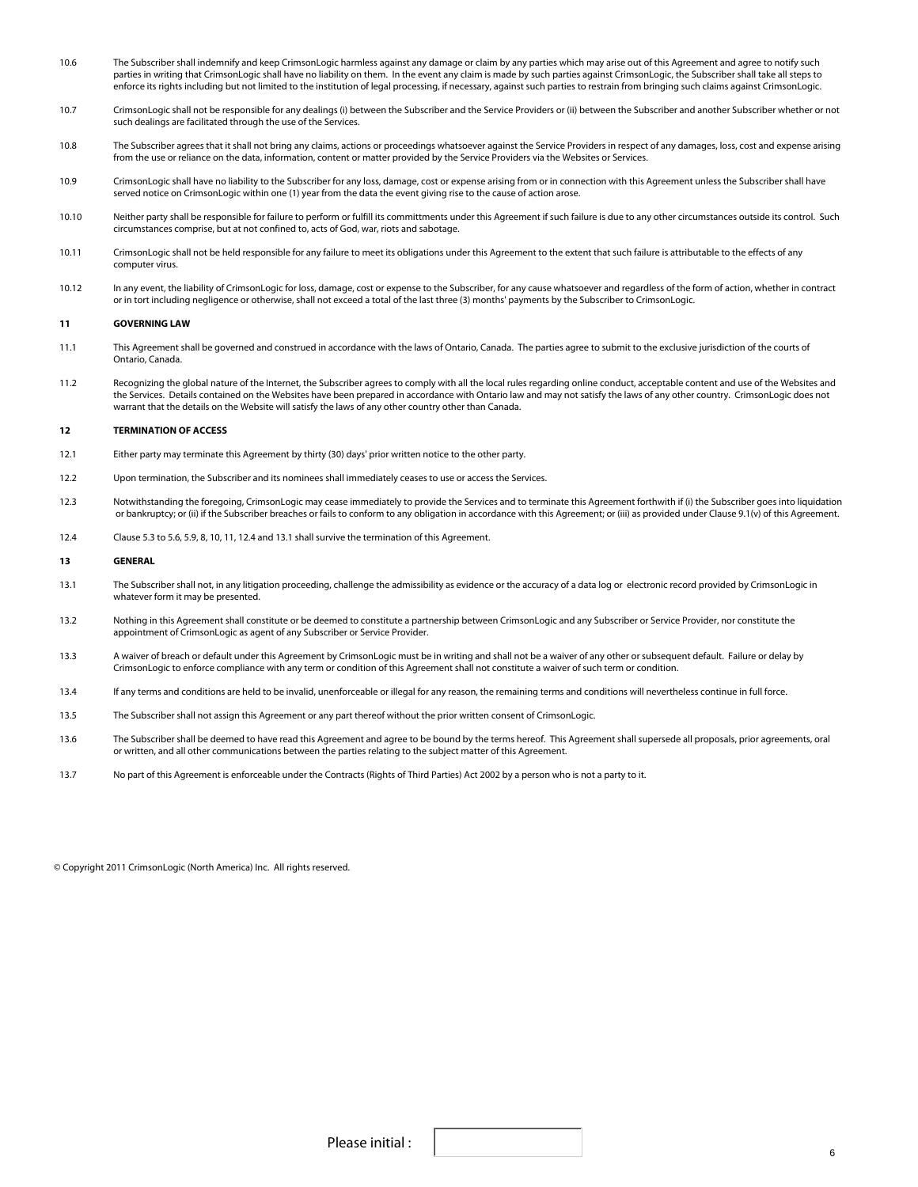10.6 The Subscriber shall indemnify and keep CrimsonLogic harmless against any damage or claim by any parties which may arise out of this Agreement and agree to notify such parties in writing that CrimsonLogic shall have no liability on them. In the event any claim is made by such parties against CrimsonLogic, the Subscriber shall take all steps to enforce its rights including but not limited to the institution of legal processing, if necessary, against such parties to restrain from bringing such claims against CrimsonLogic.

10.7 CrimsonLogic shall not be responsible for any dealings (i) between the Subscriber and the Service Providers or (ii) between the Subscriber and another Subscriber whether or not such dealings are facilitated through the use of the Services.

10.8 The Subscriber agrees that it shall not bring any claims, actions or proceedings whatsoever against the Service Providers in respect of any damages, loss, cost and expense arising from the use or reliance on the data, information, content or matter provided by the Service Providers via the Websites or Services.

10.9 CrimsonLogic shall have no liability to the Subscriber for any loss, damage, cost or expense arising from or in connection with this Agreement unless the Subscriber shall have served notice on CrimsonLogic within one (1) year from the data the event giving rise to the cause of action arose.

10.10 Neither party shall be responsible for failure to perform or fulfill its committments under this Agreement if such failure is due to any other circumstances outside its control. Such circumstances comprise, but at not confined to, acts of God, war, riots and sabotage.

10.11 CrimsonLogic shall not be held responsible for any failure to meet its obligations under this Agreement to the extent that such failure is attributable to the effects of any computer virus.

10.12 In any event, the liability of CrimsonLogic for loss, damage, cost or expense to the Subscriber, for any cause whatsoever and regardless of the form of action, whether in contract or in tort including negligence or otherwise, shall not exceed a total of the last three (3) months' payments by the Subscriber to CrimsonLogic.

**11 GOVERNING LAW**

11.1 This Agreement shall be governed and construed in accordance with the laws of Ontario, Canada. The parties agree to submit to the exclusive jurisdiction of the courts of Ontario, Canada.

11.2 Recognizing the global nature of the Internet, the Subscriber agrees to comply with all the local rules regarding online conduct, acceptable content and use of the Websites and the Services. Details contained on the Websites have been prepared in accordance with Ontario law and may not satisfy the laws of any other country. CrimsonLogic does not warrant that the details on the Website will satisfy the laws of any other country other than Canada.

**12 TERMINATION OF ACCESS**

12.1 Either party may terminate this Agreement by thirty (30) days' prior written notice to the other party.

12.2 Upon termination, the Subscriber and its nominees shall immediately ceases to use or access the Services.

12.3 Notwithstanding the foregoing, CrimsonLogic may cease immediately to provide the Services and to terminate this Agreement forthwith if (i) the Subscriber goes into liquidation or bankruptcy; or (ii) if the Subscriber breaches or fails to conform to any obligation in accordance with this Agreement; or (iii) as provided under Clause 9.1(v) of this Agreement.

12.4 Clause 5.3 to 5.6, 5.9, 8, 10, 11, 12.4 and 13.1 shall survive the termination of this Agreement.

**13 GENERAL**

13.1 The Subscriber shall not, in any litigation proceeding, challenge the admissibility as evidence or the accuracy of a data log or electronic record provided by CrimsonLogic in whatever form it may be presented.

13.2 Nothing in this Agreement shall constitute or be deemed to constitute a partnership between CrimsonLogic and any Subscriber or Service Provider, nor constitute the appointment of CrimsonLogic as agent of any Subscriber or Service Provider.

13.3 A waiver of breach or default under this Agreement by CrimsonLogic must be in writing and shall not be a waiver of any other or subsequent default. Failure or delay by CrimsonLogic to enforce compliance with any term or condition of this Agreement shall not constitute a waiver of such term or condition.

13.4 If any terms and conditions are held to be invalid, unenforceable or illegal for any reason, the remaining terms and conditions will nevertheless continue in full force.

13.5 The Subscriber shall not assign this Agreement or any part thereof without the prior written consent of CrimsonLogic.

13.6 The Subscriber shall be deemed to have read this Agreement and agree to be bound by the terms hereof. This Agreement shall supersede all proposals, prior agreements, oral or written, and all other communications between the parties relating to the subject matter of this Agreement.

13.7 No part of this Agreement is enforceable under the Contracts (Rights of Third Parties) Act 2002 by a person who is not a party to it.

© Copyright 2011 CrimsonLogic (North America) Inc. All rights reserved.

Please initial :